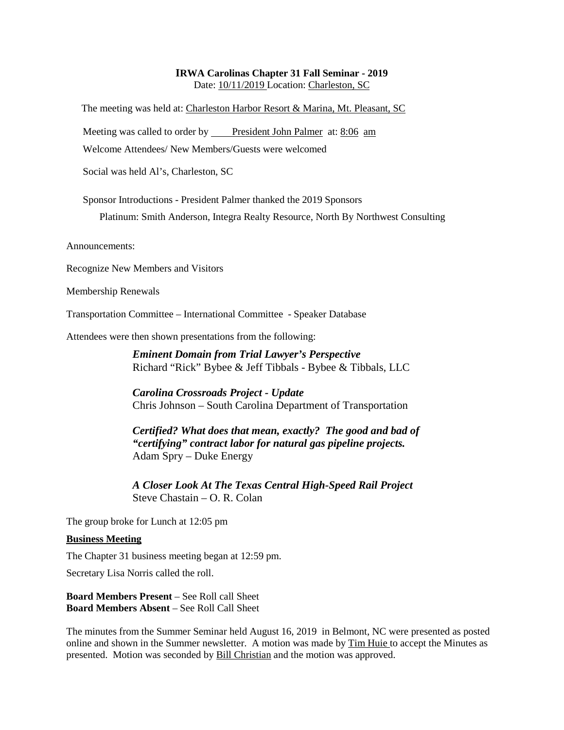# IRWA Carolinas Chapter 31 Fall Seminar - 2019

Date: 10/11/2019 Location: Charleston, SC

The meeting was held at: Charleston Harbor Resort & Marina, Mt. Pleasant, SC

Meeting was called to order by President John Palmer at: 8:06 am

Welcome Attendees/ New Members/Guests were welcomed

Social was held Al's, Charleston, SC

Sponsor Introductions - President Palmer thanked the 2019 Sponsors

Platinum: Smith Anderson, Integra Realty Resource, North By Northwest Consulting

Announcements:

Recognize New Members and Visitors

Membership Renewals

Transportation Committee – International Committee - Speaker Database

Attendees were then shown presentations from the following:

***Eminent Domain from Trial Lawyer's Perspective***
Richard "Rick" Bybee & Jeff Tibbals - Bybee & Tibbals, LLC

***Carolina Crossroads Project - Update***
Chris Johnson – South Carolina Department of Transportation

***Certified? What does that mean, exactly? The good and bad of "certifying" contract labor for natural gas pipeline projects.***
Adam Spry – Duke Energy

***A Closer Look At The Texas Central High-Speed Rail Project***
Steve Chastain – O. R. Colan

The group broke for Lunch at 12:05 pm

## Business Meeting

The Chapter 31 business meeting began at 12:59 pm.

Secretary Lisa Norris called the roll.

**Board Members Present** – See Roll call Sheet
**Board Members Absent** – See Roll Call Sheet

The minutes from the Summer Seminar held August 16, 2019 in Belmont, NC were presented as posted online and shown in the Summer newsletter. A motion was made by Tim Huie to accept the Minutes as presented. Motion was seconded by Bill Christian and the motion was approved.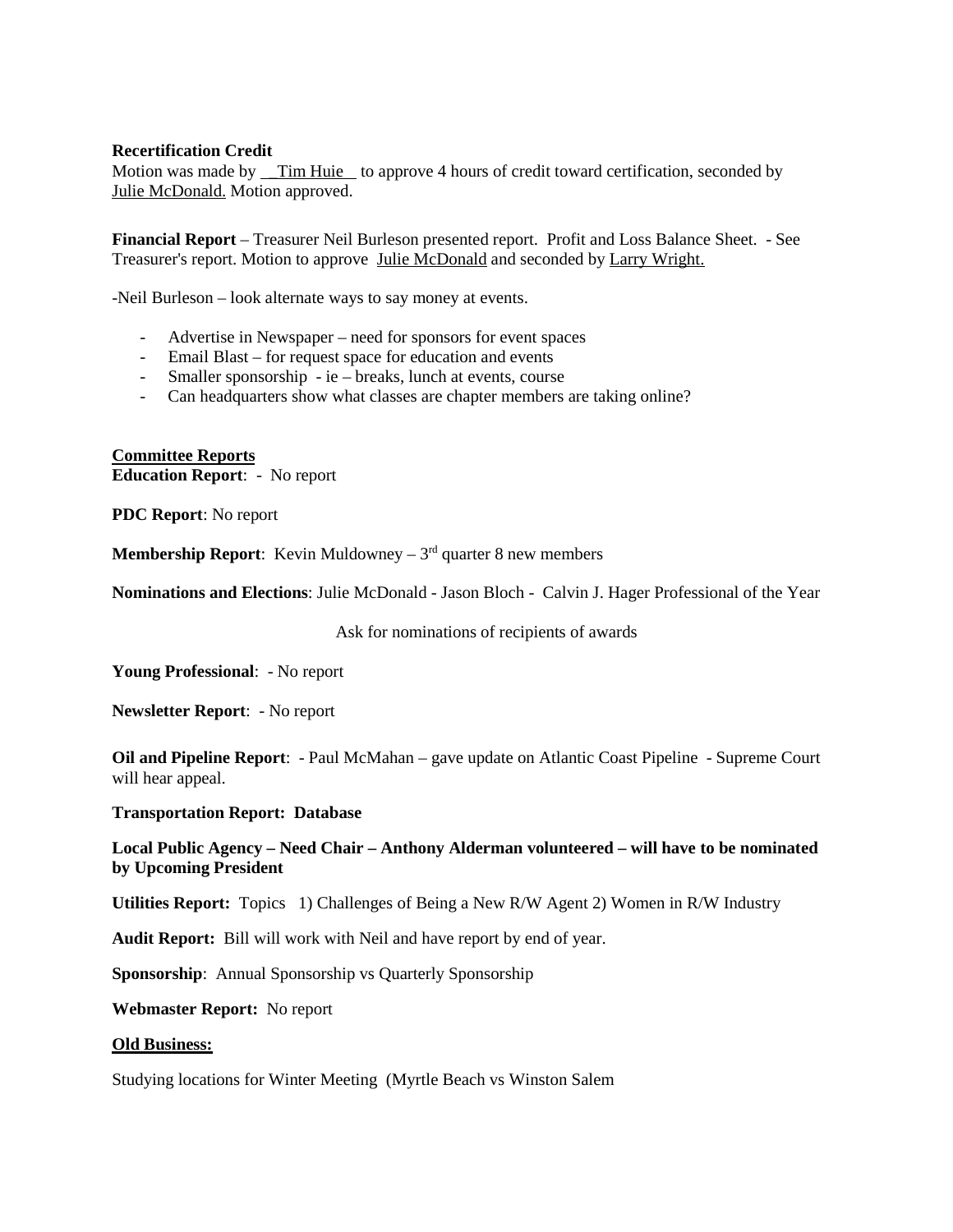**Recertification Credit**
Motion was made by <u>__Tim Huie__</u> to approve 4 hours of credit toward certification, seconded by <u>Julie McDonald.</u> Motion approved.

**Financial Report** – Treasurer Neil Burleson presented report. Profit and Loss Balance Sheet. - See Treasurer's report. Motion to approve <u>Julie McDonald</u> and seconded by <u>Larry Wright.</u>

-Neil Burleson – look alternate ways to say money at events.

- Advertise in Newspaper – need for sponsors for event spaces
- Email Blast – for request space for education and events
- Smaller sponsorship - ie – breaks, lunch at events, course
- Can headquarters show what classes are chapter members are taking online?

<u>**Committee Reports**</u>
**Education Report**: - No report

**PDC Report**: No report

**Membership Report**: Kevin Muldowney – 3rd quarter 8 new members

**Nominations and Elections**: Julie McDonald - Jason Bloch - Calvin J. Hager Professional of the Year

Ask for nominations of recipients of awards

**Young Professional**: - No report

**Newsletter Report**: - No report

**Oil and Pipeline Report**: - Paul McMahan – gave update on Atlantic Coast Pipeline - Supreme Court will hear appeal.

**Transportation Report: Database**

**Local Public Agency – Need Chair – Anthony Alderman volunteered – will have to be nominated by Upcoming President**

**Utilities Report:** Topics 1) Challenges of Being a New R/W Agent 2) Women in R/W Industry

**Audit Report:** Bill will work with Neil and have report by end of year.

**Sponsorship**: Annual Sponsorship vs Quarterly Sponsorship

**Webmaster Report:** No report

<u>**Old Business:**</u>

Studying locations for Winter Meeting (Myrtle Beach vs Winston Salem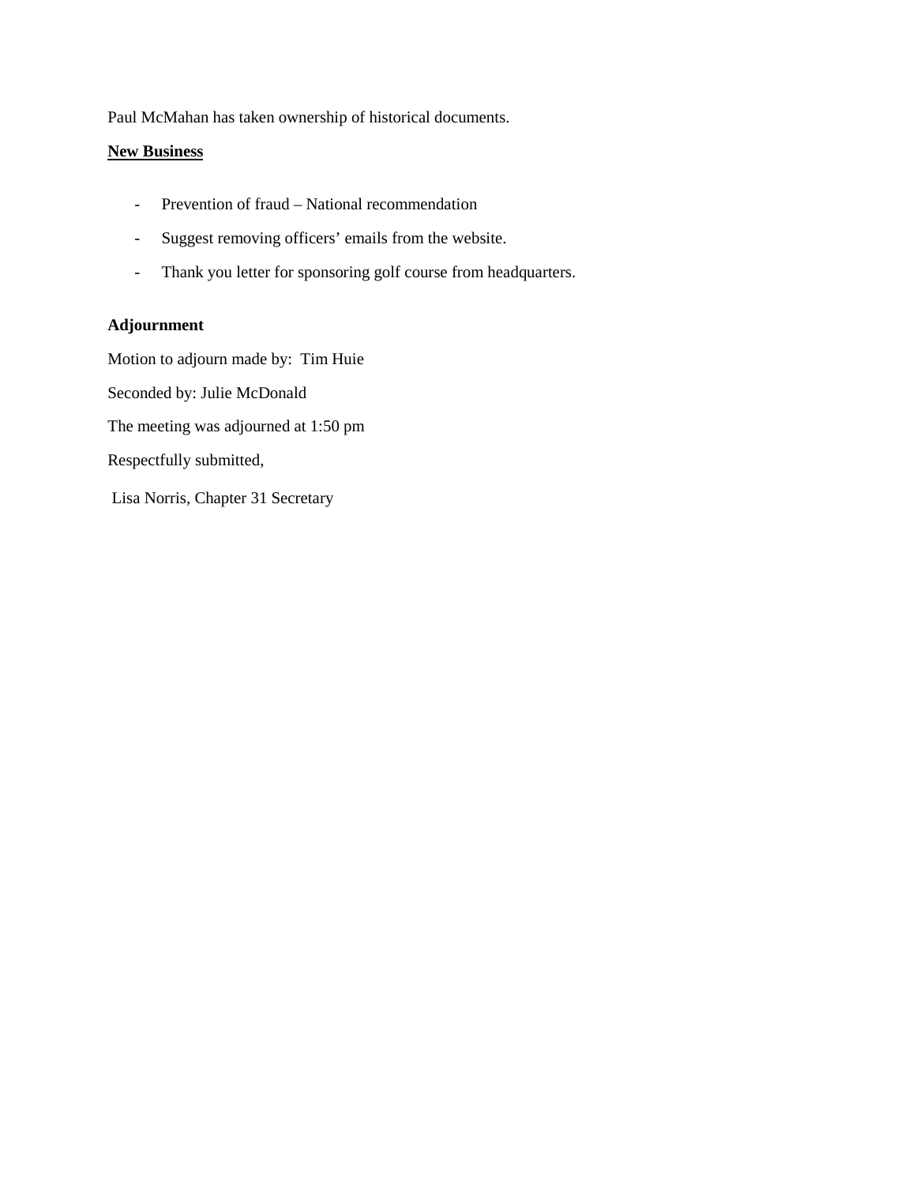Paul McMahan has taken ownership of historical documents.

## New Business

- Prevention of fraud – National recommendation
- Suggest removing officers' emails from the website.
- Thank you letter for sponsoring golf course from headquarters.

## Adjournment

Motion to adjourn made by: Tim Huie

Seconded by: Julie McDonald

The meeting was adjourned at 1:50 pm

Respectfully submitted,

Lisa Norris, Chapter 31 Secretary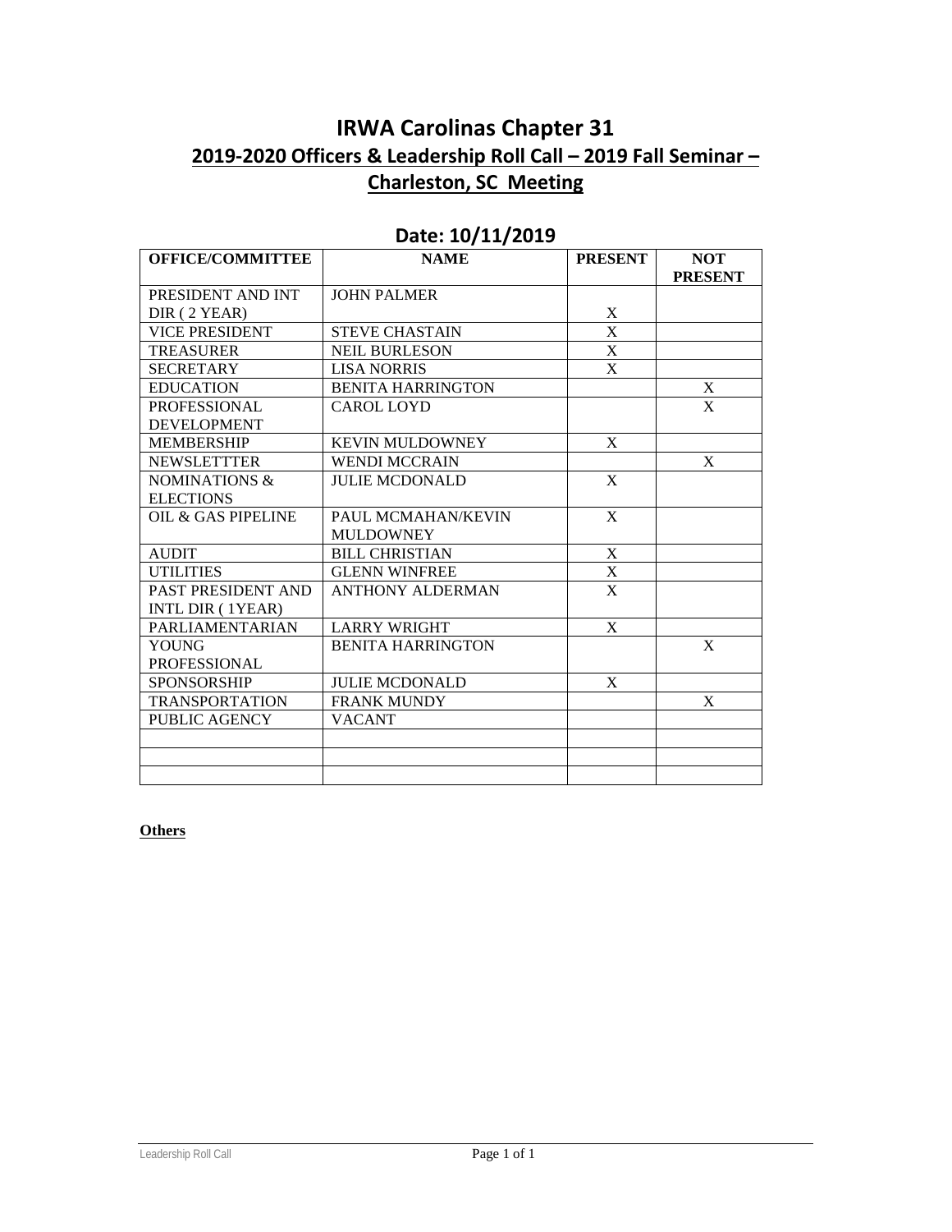# IRWA Carolinas Chapter 31

## 2019-2020 Officers & Leadership Roll Call – 2019 Fall Seminar – Charleston, SC Meeting

### Date: 10/11/2019

| OFFICE/COMMITTEE | NAME | PRESENT | NOT PRESENT |
|---|---|---|---|
| PRESIDENT AND INT DIR ( 2 YEAR) | JOHN PALMER | X | |
| VICE PRESIDENT | STEVE CHASTAIN | X | |
| TREASURER | NEIL BURLESON | X | |
| SECRETARY | LISA NORRIS | X | |
| EDUCATION | BENITA HARRINGTON | | X |
| PROFESSIONAL DEVELOPMENT | CAROL LOYD | | X |
| MEMBERSHIP | KEVIN MULDOWNEY | X | |
| NEWSLETTTER | WENDI MCCRAIN | | X |
| NOMINATIONS & ELECTIONS | JULIE MCDONALD | X | |
| OIL & GAS PIPELINE | PAUL MCMAHAN/KEVIN MULDOWNEY | X | |
| AUDIT | BILL CHRISTIAN | X | |
| UTILITIES | GLENN WINFREE | X | |
| PAST PRESIDENT AND INTL DIR ( 1YEAR) | ANTHONY ALDERMAN | X | |
| PARLIAMENTARIAN | LARRY WRIGHT | X | |
| YOUNG PROFESSIONAL | BENITA HARRINGTON | | X |
| SPONSORSHIP | JULIE MCDONALD | X | |
| TRANSPORTATION | FRANK MUNDY | | X |
| PUBLIC AGENCY | VACANT | | |
| | | | |
| | | | |
| | | | |

**Others**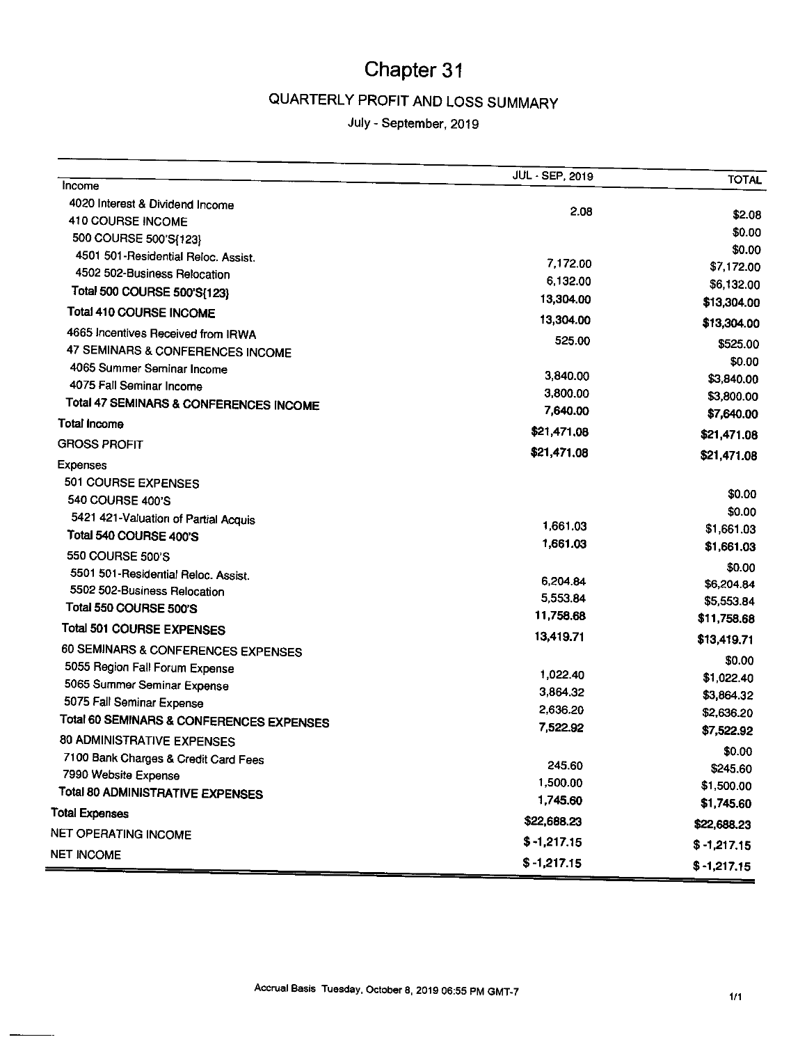# Chapter 31

## QUARTERLY PROFIT AND LOSS SUMMARY

July - September, 2019

| | JUL - SEP, 2019 | TOTAL |
|---|---|---|
| Income | | |
| 4020 Interest & Dividend Income | 2.08 | $2.08 |
| 410 COURSE INCOME | | $0.00 |
| 500 COURSE 500'S{123} | | $0.00 |
| 4501 501-Residential Reloc. Assist. | 7,172.00 | $7,172.00 |
| 4502 502-Business Relocation | 6,132.00 | $6,132.00 |
| **Total 500 COURSE 500'S{123}** | 13,304.00 | $13,304.00 |
| **Total 410 COURSE INCOME** | 13,304.00 | $13,304.00 |
| 4665 Incentives Received from IRWA | 525.00 | $525.00 |
| 47 SEMINARS & CONFERENCES INCOME | | $0.00 |
| 4065 Summer Seminar Income | 3,840.00 | $3,840.00 |
| 4075 Fall Seminar Income | 3,800.00 | $3,800.00 |
| **Total 47 SEMINARS & CONFERENCES INCOME** | 7,640.00 | $7,640.00 |
| **Total Income** | $21,471.08 | $21,471.08 |
| GROSS PROFIT | $21,471.08 | $21,471.08 |
| Expenses | | |
| 501 COURSE EXPENSES | | $0.00 |
| 540 COURSE 400'S | | $0.00 |
| 5421 421-Valuation of Partial Acquis | 1,661.03 | $1,661.03 |
| **Total 540 COURSE 400'S** | 1,661.03 | $1,661.03 |
| 550 COURSE 500'S | | $0.00 |
| 5501 501-Residential Reloc. Assist. | 6,204.84 | $6,204.84 |
| 5502 502-Business Relocation | 5,553.84 | $5,553.84 |
| **Total 550 COURSE 500'S** | 11,758.68 | $11,758.68 |
| **Total 501 COURSE EXPENSES** | 13,419.71 | $13,419.71 |
| 60 SEMINARS & CONFERENCES EXPENSES | | $0.00 |
| 5055 Region Fall Forum Expense | 1,022.40 | $1,022.40 |
| 5065 Summer Seminar Expense | 3,864.32 | $3,864.32 |
| 5075 Fall Seminar Expense | 2,636.20 | $2,636.20 |
| **Total 60 SEMINARS & CONFERENCES EXPENSES** | 7,522.92 | $7,522.92 |
| 80 ADMINISTRATIVE EXPENSES | | $0.00 |
| 7100 Bank Charges & Credit Card Fees | 245.60 | $245.60 |
| 7990 Website Expense | 1,500.00 | $1,500.00 |
| **Total 80 ADMINISTRATIVE EXPENSES** | 1,745.60 | $1,745.60 |
| **Total Expenses** | $22,688.23 | $22,688.23 |
| NET OPERATING INCOME | $ -1,217.15 | $ -1,217.15 |
| NET INCOME | $ -1,217.15 | $ -1,217.15 |

Accrual Basis Tuesday, October 8, 2019 06:55 PM GMT-7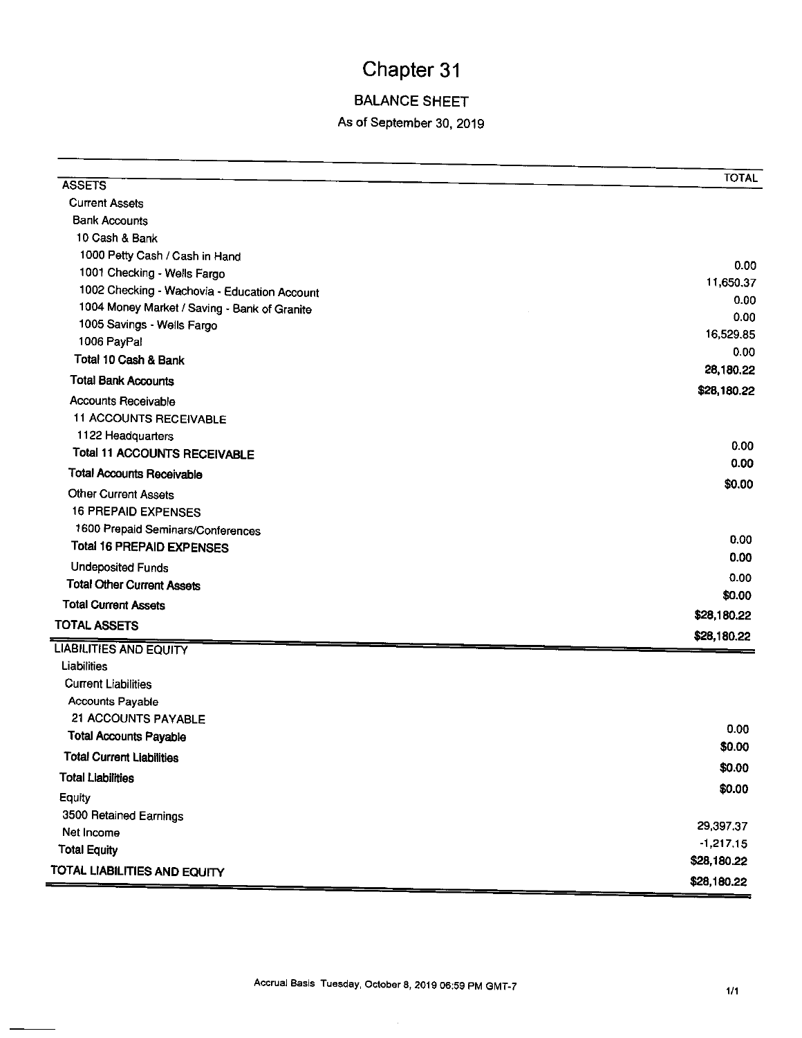# Chapter 31

## BALANCE SHEET

### As of September 30, 2019

| | TOTAL |
|---|---|
| **ASSETS** | |
| Current Assets | |
| Bank Accounts | |
| 10 Cash & Bank | |
| 1000 Petty Cash / Cash in Hand | 0.00 |
| 1001 Checking - Wells Fargo | 11,650.37 |
| 1002 Checking - Wachovia - Education Account | 0.00 |
| 1004 Money Market / Saving - Bank of Granite | 0.00 |
| 1005 Savings - Wells Fargo | 16,529.85 |
| 1006 PayPal | 0.00 |
| Total 10 Cash & Bank | 28,180.22 |
| **Total Bank Accounts** | **$28,180.22** |
| Accounts Receivable | |
| 11 ACCOUNTS RECEIVABLE | |
| 1122 Headquarters | 0.00 |
| **Total 11 ACCOUNTS RECEIVABLE** | **0.00** |
| **Total Accounts Receivable** | **$0.00** |
| Other Current Assets | |
| 16 PREPAID EXPENSES | |
| 1600 Prepaid Seminars/Conferences | 0.00 |
| **Total 16 PREPAID EXPENSES** | **0.00** |
| Undeposited Funds | 0.00 |
| **Total Other Current Assets** | **$0.00** |
| **Total Current Assets** | **$28,180.22** |
| **TOTAL ASSETS** | **$28,180.22** |
| **LIABILITIES AND EQUITY** | |
| Liabilities | |
| Current Liabilities | |
| Accounts Payable | |
| 21 ACCOUNTS PAYABLE | 0.00 |
| **Total Accounts Payable** | **$0.00** |
| **Total Current Liabilities** | **$0.00** |
| **Total Liabilities** | **$0.00** |
| Equity | |
| 3500 Retained Earnings | 29,397.37 |
| Net Income | -1,217.15 |
| **Total Equity** | **$28,180.22** |
| **TOTAL LIABILITIES AND EQUITY** | **$28,180.22** |

Accrual Basis Tuesday, October 8, 2019 06:59 PM GMT-7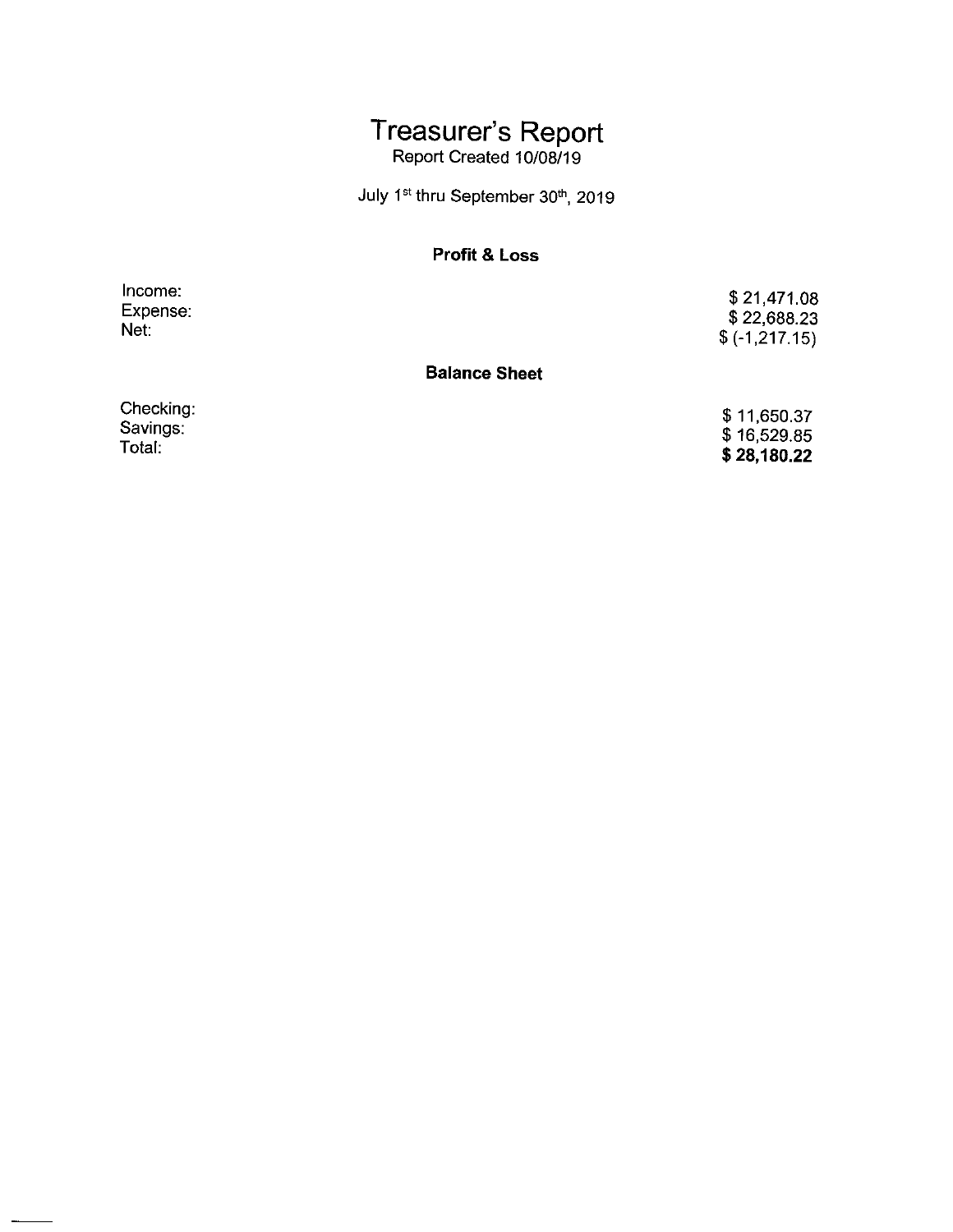# Treasurer's Report

Report Created 10/08/19

July 1st thru September 30th, 2019

### Profit & Loss

| | |
|---|---|
| Income: | $ 21,471.08 |
| Expense: | $ 22,688.23 |
| Net: | $ (-1,217.15) |

### Balance Sheet

| | |
|---|---|
| Checking: | $ 11,650.37 |
| Savings: | $ 16,529.85 |
| Total: | **$ 28,180.22** |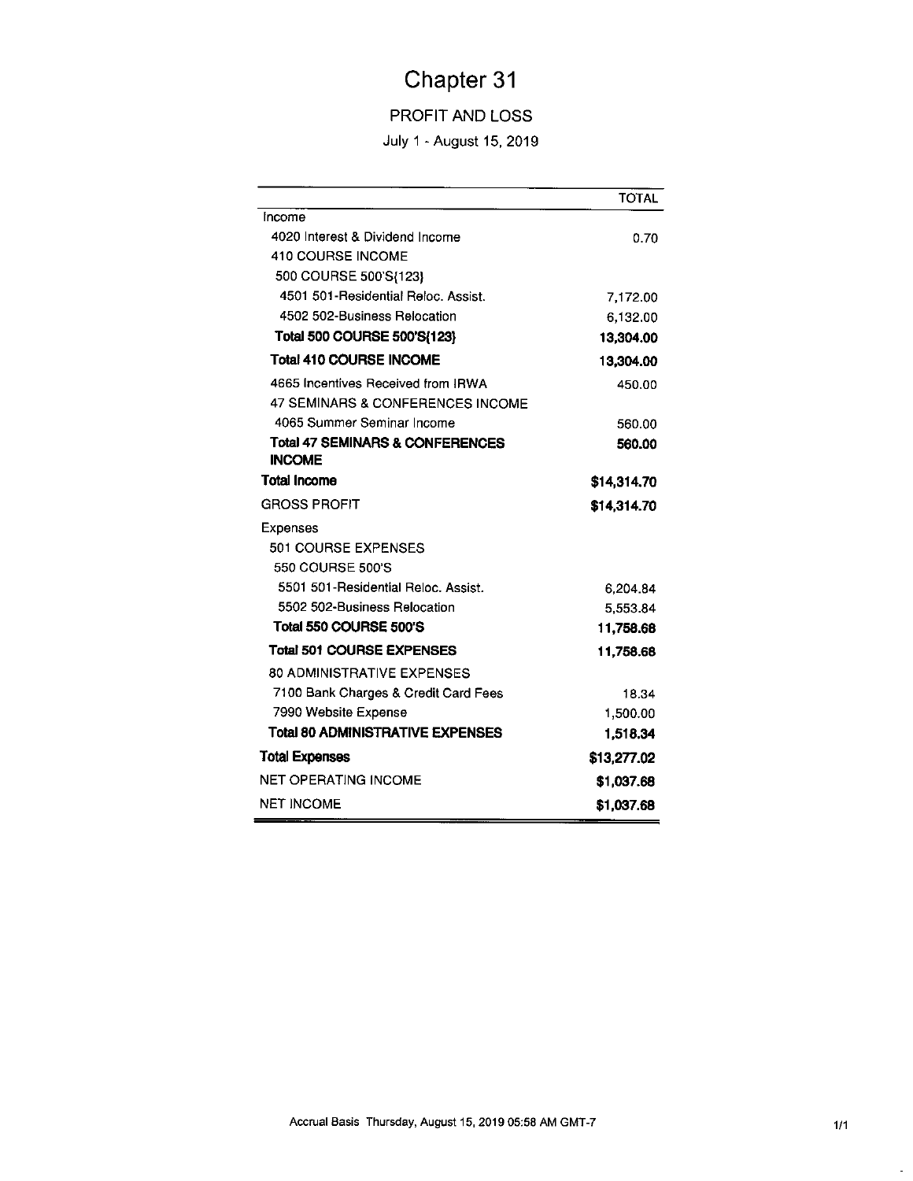# Chapter 31

## PROFIT AND LOSS

July 1 - August 15, 2019

| | TOTAL |
|---|---|
| Income | |
| 4020 Interest & Dividend Income | 0.70 |
| 410 COURSE INCOME | |
| 500 COURSE 500'S(123) | |
| 4501 501-Residential Reloc. Assist. | 7,172.00 |
| 4502 502-Business Relocation | 6,132.00 |
| **Total 500 COURSE 500'S(123)** | **13,304.00** |
| **Total 410 COURSE INCOME** | **13,304.00** |
| 4665 Incentives Received from IRWA | 450.00 |
| 47 SEMINARS & CONFERENCES INCOME | |
| 4065 Summer Seminar Income | 560.00 |
| **Total 47 SEMINARS & CONFERENCES INCOME** | **560.00** |
| **Total Income** | **$14,314.70** |
| GROSS PROFIT | **$14,314.70** |
| Expenses | |
| 501 COURSE EXPENSES | |
| 550 COURSE 500'S | |
| 5501 501-Residential Reloc. Assist. | 6,204.84 |
| 5502 502-Business Relocation | 5,553.84 |
| **Total 550 COURSE 500'S** | **11,758.68** |
| **Total 501 COURSE EXPENSES** | **11,758.68** |
| 80 ADMINISTRATIVE EXPENSES | |
| 7100 Bank Charges & Credit Card Fees | 18.34 |
| 7990 Website Expense | 1,500.00 |
| **Total 80 ADMINISTRATIVE EXPENSES** | **1,518.34** |
| **Total Expenses** | **$13,277.02** |
| NET OPERATING INCOME | **$1,037.68** |
| NET INCOME | **$1,037.68** |

Accrual Basis Thursday, August 15, 2019 05:58 AM GMT-7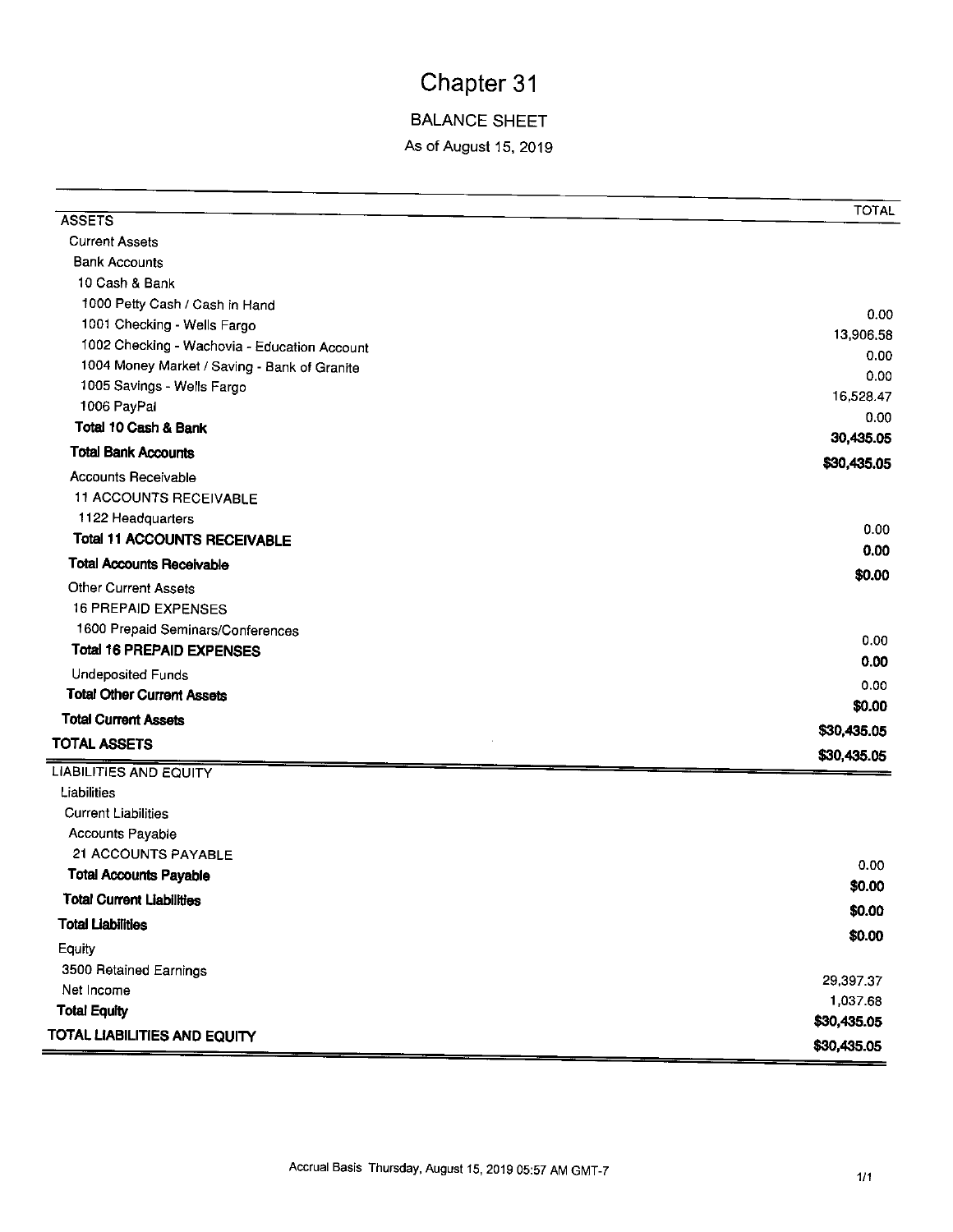# Chapter 31

## BALANCE SHEET

As of August 15, 2019

| | TOTAL |
|---|---|
| ASSETS | |
| Current Assets | |
| Bank Accounts | |
| 10 Cash & Bank | |
| 1000 Petty Cash / Cash in Hand | 0.00 |
| 1001 Checking - Wells Fargo | 13,906.58 |
| 1002 Checking - Wachovia - Education Account | 0.00 |
| 1004 Money Market / Saving - Bank of Granite | 0.00 |
| 1005 Savings - Wells Fargo | 16,528.47 |
| 1006 PayPal | 0.00 |
| **Total 10 Cash & Bank** | **30,435.05** |
| **Total Bank Accounts** | **$30,435.05** |
| Accounts Receivable | |
| 11 ACCOUNTS RECEIVABLE | |
| 1122 Headquarters | 0.00 |
| **Total 11 ACCOUNTS RECEIVABLE** | **0.00** |
| **Total Accounts Receivable** | **$0.00** |
| Other Current Assets | |
| 16 PREPAID EXPENSES | |
| 1600 Prepaid Seminars/Conferences | 0.00 |
| **Total 16 PREPAID EXPENSES** | **0.00** |
| Undeposited Funds | 0.00 |
| **Total Other Current Assets** | **$0.00** |
| **Total Current Assets** | **$30,435.05** |
| **TOTAL ASSETS** | **$30,435.05** |
| LIABILITIES AND EQUITY | |
| Liabilities | |
| Current Liabilities | |
| Accounts Payable | |
| 21 ACCOUNTS PAYABLE | 0.00 |
| **Total Accounts Payable** | **$0.00** |
| **Total Current Liabilities** | **$0.00** |
| **Total Liabilities** | **$0.00** |
| Equity | |
| 3500 Retained Earnings | 29,397.37 |
| Net Income | 1,037.68 |
| **Total Equity** | **$30,435.05** |
| **TOTAL LIABILITIES AND EQUITY** | **$30,435.05** |

Accrual Basis Thursday, August 15, 2019 05:57 AM GMT-7